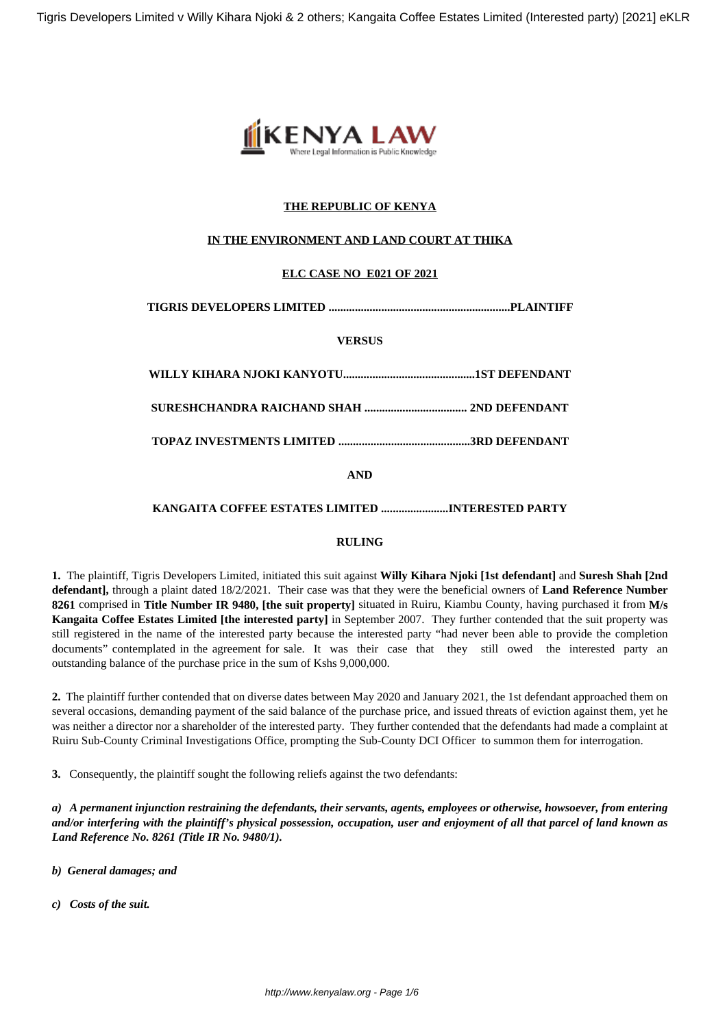**THE REPUBLIC OF KENYA**

**IN THE ENVIRONMENT AND LAND COURT AT THIKA**

**ELC CASE NO E021 OF 2021**

**TIGRIS DEVELOPERS LIMITED ..............................................................PLAINTIFF**

**VERSUS**

**WILLY KIHARA NJOKI KANYOTU.............................................1ST DEFENDANT**

**SURESHCHANDRA RAICHAND SHAH .................................. 2ND DEFENDANT**

**TOPAZ INVESTMENTS LIMITED .............................................3RD DEFENDANT**

**AND**

**KANGAITA COFFEE ESTATES LIMITED .......................INTERESTED PARTY**

**RULING**

**1.** The plaintiff, Tigris Developers Limited, initiated this suit against **Willy Kihara Njoki [1st defendant]** and **Suresh Shah [2nd defendant],** through a plaint dated 18/2/2021. Their case was that they were the beneficial owners of **Land Reference Number 8261** comprised in **Title Number IR 9480, [the suit property]** situated in Ruiru, Kiambu County, having purchased it from **M/s Kangaita Coffee Estates Limited [the interested party]** in September 2007. They further contended that the suit property was still registered in the name of the interested party because the interested party "had never been able to provide the completion documents" contemplated in the agreement for sale. It was their case that they still owed the interested party an outstanding balance of the purchase price in the sum of Kshs 9,000,000.

**2.** The plaintiff further contended that on diverse dates between May 2020 and January 2021, the 1st defendant approached them on several occasions, demanding payment of the said balance of the purchase price, and issued threats of eviction against them, yet he was neither a director nor a shareholder of the interested party. They further contended that the defendants had made a complaint at Ruiru Sub-County Criminal Investigations Office, prompting the Sub-County DCI Officer to summon them for interrogation.

**3.** Consequently, the plaintiff sought the following reliefs against the two defendants:

***a) A permanent injunction restraining the defendants, their servants, agents, employees or otherwise, howsoever, from entering and/or interfering with the plaintiff's physical possession, occupation, user and enjoyment of all that parcel of land known as Land Reference No. 8261 (Title IR No. 9480/1).***

***b) General damages; and***

***c) Costs of the suit.***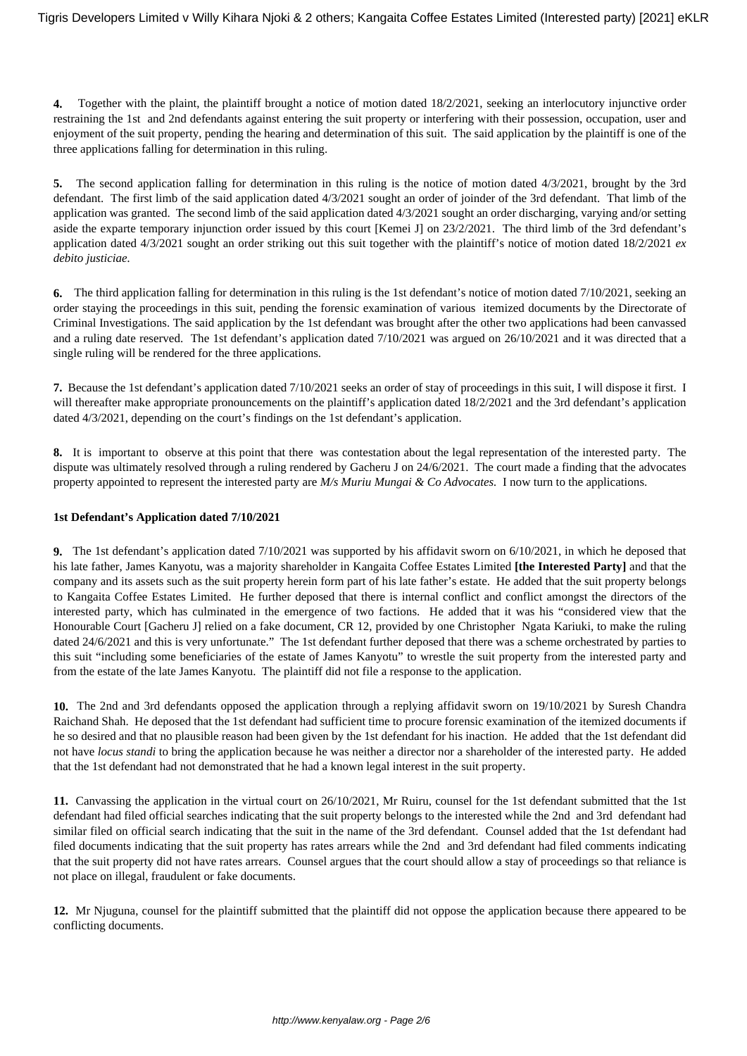**4.** Together with the plaint, the plaintiff brought a notice of motion dated 18/2/2021, seeking an interlocutory injunctive order restraining the 1st and 2nd defendants against entering the suit property or interfering with their possession, occupation, user and enjoyment of the suit property, pending the hearing and determination of this suit. The said application by the plaintiff is one of the three applications falling for determination in this ruling.

**5.** The second application falling for determination in this ruling is the notice of motion dated 4/3/2021, brought by the 3rd defendant. The first limb of the said application dated 4/3/2021 sought an order of joinder of the 3rd defendant. That limb of the application was granted. The second limb of the said application dated 4/3/2021 sought an order discharging, varying and/or setting aside the exparte temporary injunction order issued by this court [Kemei J] on 23/2/2021. The third limb of the 3rd defendant's application dated 4/3/2021 sought an order striking out this suit together with the plaintiff's notice of motion dated 18/2/2021 *ex debito justiciae*.

**6.** The third application falling for determination in this ruling is the 1st defendant's notice of motion dated 7/10/2021, seeking an order staying the proceedings in this suit, pending the forensic examination of various itemized documents by the Directorate of Criminal Investigations. The said application by the 1st defendant was brought after the other two applications had been canvassed and a ruling date reserved. The 1st defendant's application dated 7/10/2021 was argued on 26/10/2021 and it was directed that a single ruling will be rendered for the three applications.

**7.** Because the 1st defendant's application dated 7/10/2021 seeks an order of stay of proceedings in this suit, I will dispose it first. I will thereafter make appropriate pronouncements on the plaintiff's application dated 18/2/2021 and the 3rd defendant's application dated 4/3/2021, depending on the court's findings on the 1st defendant's application.

**8.** It is important to observe at this point that there was contestation about the legal representation of the interested party. The dispute was ultimately resolved through a ruling rendered by Gacheru J on 24/6/2021. The court made a finding that the advocates property appointed to represent the interested party are *M/s Muriu Mungai & Co Advocates.* I now turn to the applications.

**1st Defendant's Application dated 7/10/2021**

**9.** The 1st defendant's application dated 7/10/2021 was supported by his affidavit sworn on 6/10/2021, in which he deposed that his late father, James Kanyotu, was a majority shareholder in Kangaita Coffee Estates Limited **[the Interested Party]** and that the company and its assets such as the suit property herein form part of his late father's estate. He added that the suit property belongs to Kangaita Coffee Estates Limited. He further deposed that there is internal conflict and conflict amongst the directors of the interested party, which has culminated in the emergence of two factions. He added that it was his "considered view that the Honourable Court [Gacheru J] relied on a fake document, CR 12, provided by one Christopher Ngata Kariuki, to make the ruling dated 24/6/2021 and this is very unfortunate." The 1st defendant further deposed that there was a scheme orchestrated by parties to this suit "including some beneficiaries of the estate of James Kanyotu" to wrestle the suit property from the interested party and from the estate of the late James Kanyotu. The plaintiff did not file a response to the application.

**10.** The 2nd and 3rd defendants opposed the application through a replying affidavit sworn on 19/10/2021 by Suresh Chandra Raichand Shah. He deposed that the 1st defendant had sufficient time to procure forensic examination of the itemized documents if he so desired and that no plausible reason had been given by the 1st defendant for his inaction. He added that the 1st defendant did not have *locus standi* to bring the application because he was neither a director nor a shareholder of the interested party. He added that the 1st defendant had not demonstrated that he had a known legal interest in the suit property.

**11.** Canvassing the application in the virtual court on 26/10/2021, Mr Ruiru, counsel for the 1st defendant submitted that the 1st defendant had filed official searches indicating that the suit property belongs to the interested while the 2nd and 3rd defendant had similar filed on official search indicating that the suit in the name of the 3rd defendant. Counsel added that the 1st defendant had filed documents indicating that the suit property has rates arrears while the 2nd and 3rd defendant had filed comments indicating that the suit property did not have rates arrears. Counsel argues that the court should allow a stay of proceedings so that reliance is not place on illegal, fraudulent or fake documents.

**12.** Mr Njuguna, counsel for the plaintiff submitted that the plaintiff did not oppose the application because there appeared to be conflicting documents.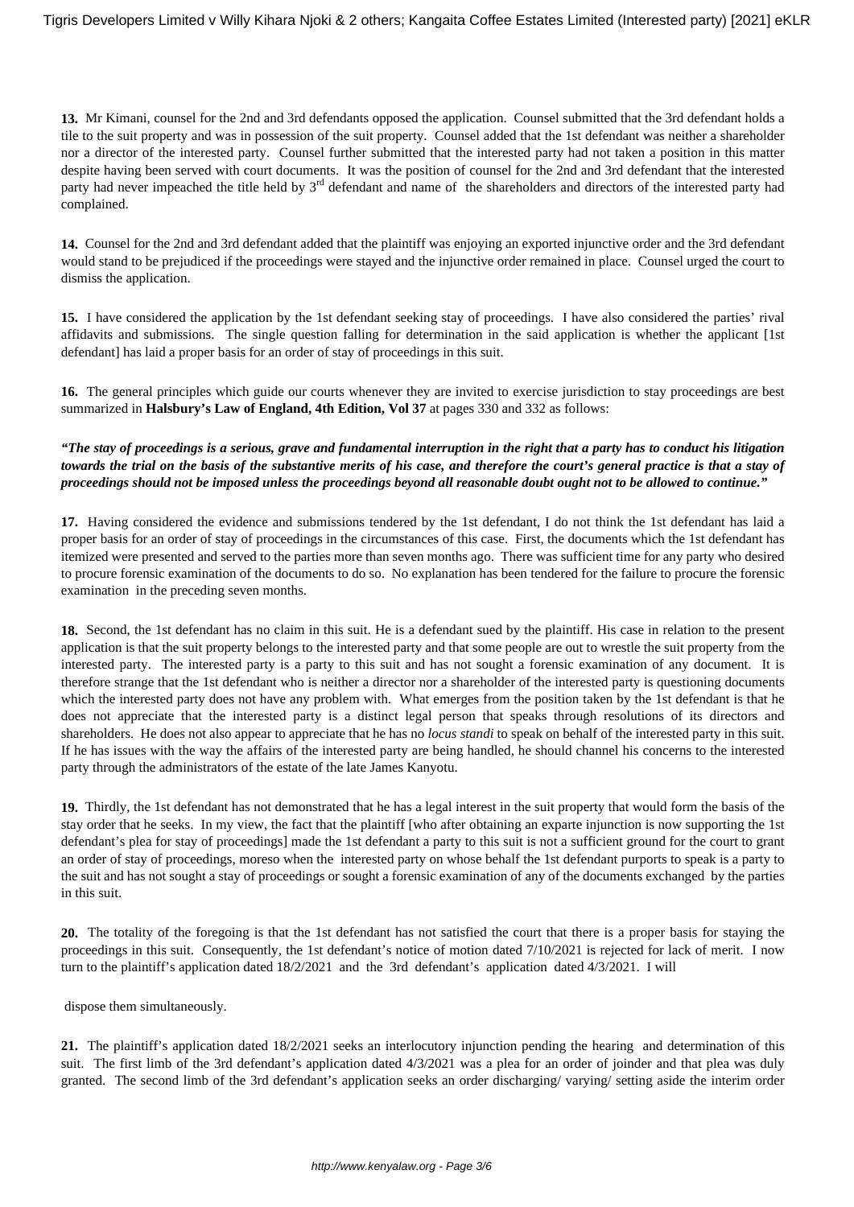**13.** Mr Kimani, counsel for the 2nd and 3rd defendants opposed the application. Counsel submitted that the 3rd defendant holds a tile to the suit property and was in possession of the suit property. Counsel added that the 1st defendant was neither a shareholder nor a director of the interested party. Counsel further submitted that the interested party had not taken a position in this matter despite having been served with court documents. It was the position of counsel for the 2nd and 3rd defendant that the interested party had never impeached the title held by 3rd defendant and name of the shareholders and directors of the interested party had complained.

**14.** Counsel for the 2nd and 3rd defendant added that the plaintiff was enjoying an exported injunctive order and the 3rd defendant would stand to be prejudiced if the proceedings were stayed and the injunctive order remained in place. Counsel urged the court to dismiss the application.

**15.** I have considered the application by the 1st defendant seeking stay of proceedings. I have also considered the parties' rival affidavits and submissions. The single question falling for determination in the said application is whether the applicant [1st defendant] has laid a proper basis for an order of stay of proceedings in this suit.

**16.** The general principles which guide our courts whenever they are invited to exercise jurisdiction to stay proceedings are best summarized in **Halsbury's Law of England, 4th Edition, Vol 37** at pages 330 and 332 as follows:

***"The stay of proceedings is a serious, grave and fundamental interruption in the right that a party has to conduct his litigation towards the trial on the basis of the substantive merits of his case, and therefore the court's general practice is that a stay of proceedings should not be imposed unless the proceedings beyond all reasonable doubt ought not to be allowed to continue."***

**17.** Having considered the evidence and submissions tendered by the 1st defendant, I do not think the 1st defendant has laid a proper basis for an order of stay of proceedings in the circumstances of this case. First, the documents which the 1st defendant has itemized were presented and served to the parties more than seven months ago. There was sufficient time for any party who desired to procure forensic examination of the documents to do so. No explanation has been tendered for the failure to procure the forensic examination in the preceding seven months.

**18.** Second, the 1st defendant has no claim in this suit. He is a defendant sued by the plaintiff. His case in relation to the present application is that the suit property belongs to the interested party and that some people are out to wrestle the suit property from the interested party. The interested party is a party to this suit and has not sought a forensic examination of any document. It is therefore strange that the 1st defendant who is neither a director nor a shareholder of the interested party is questioning documents which the interested party does not have any problem with. What emerges from the position taken by the 1st defendant is that he does not appreciate that the interested party is a distinct legal person that speaks through resolutions of its directors and shareholders. He does not also appear to appreciate that he has no *locus standi* to speak on behalf of the interested party in this suit. If he has issues with the way the affairs of the interested party are being handled, he should channel his concerns to the interested party through the administrators of the estate of the late James Kanyotu.

**19.** Thirdly, the 1st defendant has not demonstrated that he has a legal interest in the suit property that would form the basis of the stay order that he seeks. In my view, the fact that the plaintiff [who after obtaining an exparte injunction is now supporting the 1st defendant's plea for stay of proceedings] made the 1st defendant a party to this suit is not a sufficient ground for the court to grant an order of stay of proceedings, moreso when the interested party on whose behalf the 1st defendant purports to speak is a party to the suit and has not sought a stay of proceedings or sought a forensic examination of any of the documents exchanged by the parties in this suit.

**20.** The totality of the foregoing is that the 1st defendant has not satisfied the court that there is a proper basis for staying the proceedings in this suit. Consequently, the 1st defendant's notice of motion dated 7/10/2021 is rejected for lack of merit. I now turn to the plaintiff's application dated 18/2/2021 and the 3rd defendant's application dated 4/3/2021. I will dispose them simultaneously.

**21.** The plaintiff's application dated 18/2/2021 seeks an interlocutory injunction pending the hearing and determination of this suit. The first limb of the 3rd defendant's application dated 4/3/2021 was a plea for an order of joinder and that plea was duly granted. The second limb of the 3rd defendant's application seeks an order discharging/ varying/ setting aside the interim order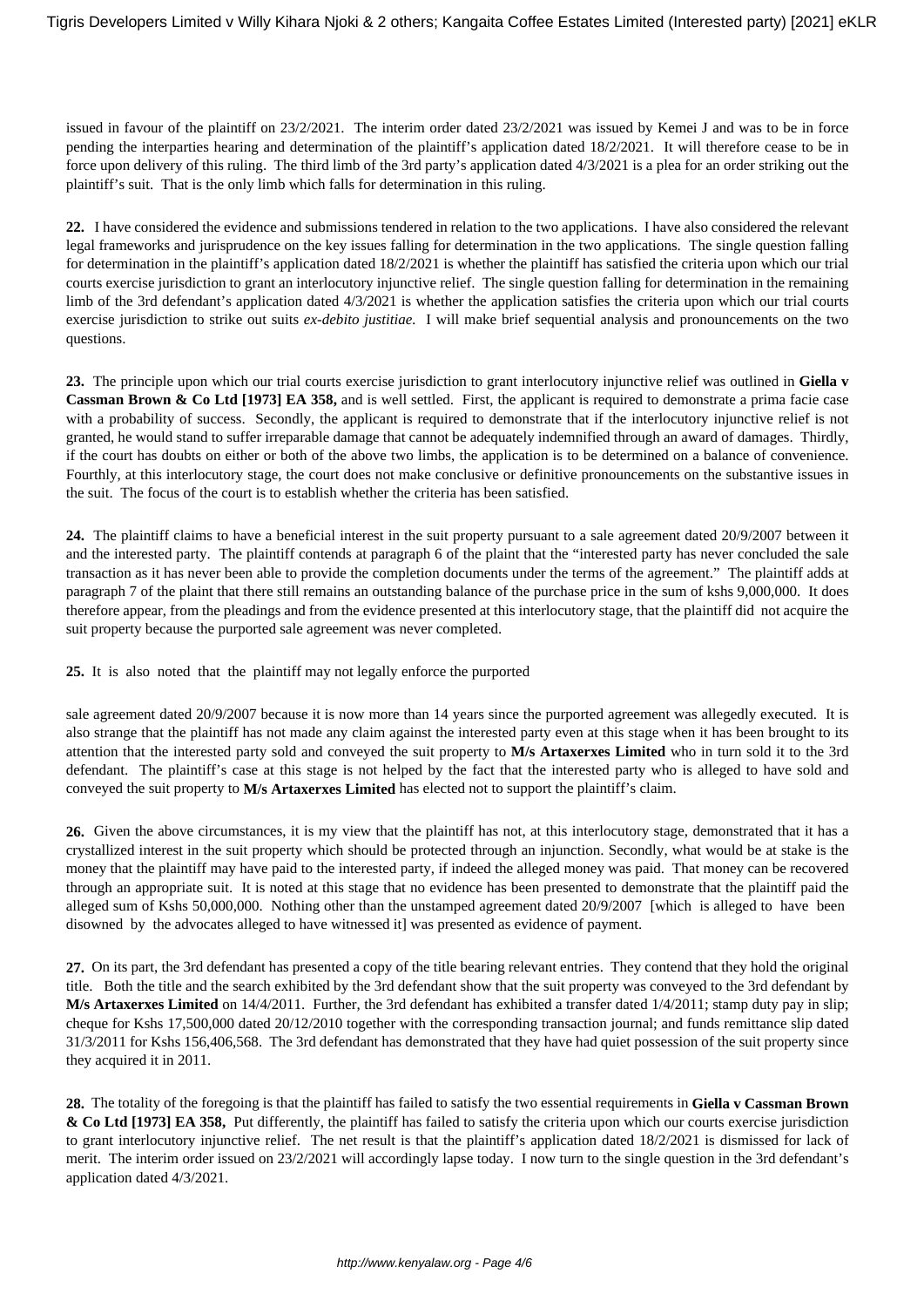issued in favour of the plaintiff on 23/2/2021. The interim order dated 23/2/2021 was issued by Kemei J and was to be in force pending the interparties hearing and determination of the plaintiff's application dated 18/2/2021. It will therefore cease to be in force upon delivery of this ruling. The third limb of the 3rd party's application dated 4/3/2021 is a plea for an order striking out the plaintiff's suit. That is the only limb which falls for determination in this ruling.

**22.** I have considered the evidence and submissions tendered in relation to the two applications. I have also considered the relevant legal frameworks and jurisprudence on the key issues falling for determination in the two applications. The single question falling for determination in the plaintiff's application dated 18/2/2021 is whether the plaintiff has satisfied the criteria upon which our trial courts exercise jurisdiction to grant an interlocutory injunctive relief. The single question falling for determination in the remaining limb of the 3rd defendant's application dated 4/3/2021 is whether the application satisfies the criteria upon which our trial courts exercise jurisdiction to strike out suits *ex-debito justitiae.* I will make brief sequential analysis and pronouncements on the two questions.

**23.** The principle upon which our trial courts exercise jurisdiction to grant interlocutory injunctive relief was outlined in **Giella v Cassman Brown & Co Ltd [1973] EA 358,** and is well settled. First, the applicant is required to demonstrate a prima facie case with a probability of success. Secondly, the applicant is required to demonstrate that if the interlocutory injunctive relief is not granted, he would stand to suffer irreparable damage that cannot be adequately indemnified through an award of damages. Thirdly, if the court has doubts on either or both of the above two limbs, the application is to be determined on a balance of convenience. Fourthly, at this interlocutory stage, the court does not make conclusive or definitive pronouncements on the substantive issues in the suit. The focus of the court is to establish whether the criteria has been satisfied.

**24.** The plaintiff claims to have a beneficial interest in the suit property pursuant to a sale agreement dated 20/9/2007 between it and the interested party. The plaintiff contends at paragraph 6 of the plaint that the "interested party has never concluded the sale transaction as it has never been able to provide the completion documents under the terms of the agreement." The plaintiff adds at paragraph 7 of the plaint that there still remains an outstanding balance of the purchase price in the sum of kshs 9,000,000. It does therefore appear, from the pleadings and from the evidence presented at this interlocutory stage, that the plaintiff did not acquire the suit property because the purported sale agreement was never completed.

**25.** It is also noted that the plaintiff may not legally enforce the purported sale agreement dated 20/9/2007 because it is now more than 14 years since the purported agreement was allegedly executed. It is also strange that the plaintiff has not made any claim against the interested party even at this stage when it has been brought to its attention that the interested party sold and conveyed the suit property to **M/s Artaxerxes Limited** who in turn sold it to the 3rd defendant. The plaintiff's case at this stage is not helped by the fact that the interested party who is alleged to have sold and conveyed the suit property to **M/s Artaxerxes Limited** has elected not to support the plaintiff's claim.

**26.** Given the above circumstances, it is my view that the plaintiff has not, at this interlocutory stage, demonstrated that it has a crystallized interest in the suit property which should be protected through an injunction. Secondly, what would be at stake is the money that the plaintiff may have paid to the interested party, if indeed the alleged money was paid. That money can be recovered through an appropriate suit. It is noted at this stage that no evidence has been presented to demonstrate that the plaintiff paid the alleged sum of Kshs 50,000,000. Nothing other than the unstamped agreement dated 20/9/2007 [which is alleged to have been disowned by the advocates alleged to have witnessed it] was presented as evidence of payment.

**27.** On its part, the 3rd defendant has presented a copy of the title bearing relevant entries. They contend that they hold the original title. Both the title and the search exhibited by the 3rd defendant show that the suit property was conveyed to the 3rd defendant by **M/s Artaxerxes Limited** on 14/4/2011. Further, the 3rd defendant has exhibited a transfer dated 1/4/2011; stamp duty pay in slip; cheque for Kshs 17,500,000 dated 20/12/2010 together with the corresponding transaction journal; and funds remittance slip dated 31/3/2011 for Kshs 156,406,568. The 3rd defendant has demonstrated that they have had quiet possession of the suit property since they acquired it in 2011.

**28.** The totality of the foregoing is that the plaintiff has failed to satisfy the two essential requirements in **Giella v Cassman Brown & Co Ltd [1973] EA 358,** Put differently, the plaintiff has failed to satisfy the criteria upon which our courts exercise jurisdiction to grant interlocutory injunctive relief. The net result is that the plaintiff's application dated 18/2/2021 is dismissed for lack of merit. The interim order issued on 23/2/2021 will accordingly lapse today. I now turn to the single question in the 3rd defendant's application dated 4/3/2021.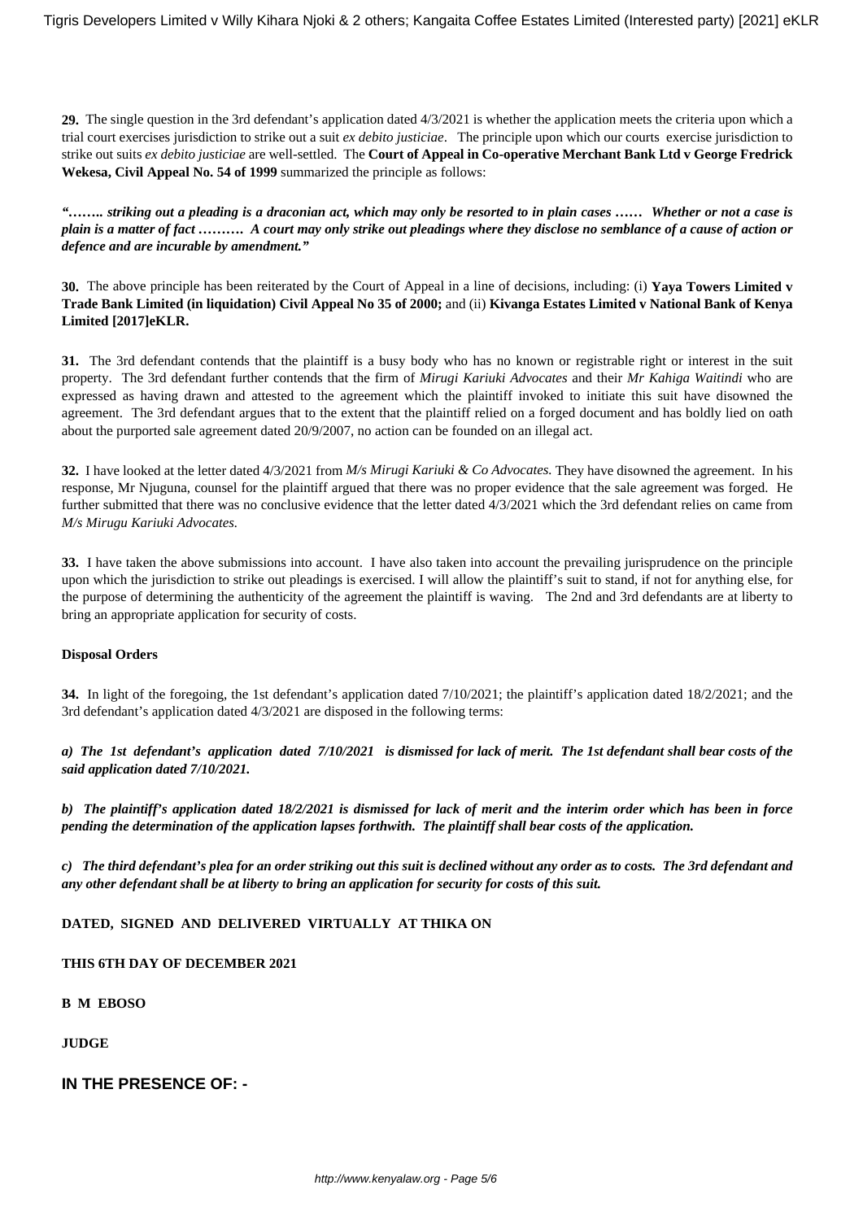**29.** The single question in the 3rd defendant's application dated 4/3/2021 is whether the application meets the criteria upon which a trial court exercises jurisdiction to strike out a suit *ex debito justiciae*. The principle upon which our courts exercise jurisdiction to strike out suits *ex debito justiciae* are well-settled. The **Court of Appeal in Co-operative Merchant Bank Ltd v George Fredrick Wekesa, Civil Appeal No. 54 of 1999** summarized the principle as follows:

***"…….. striking out a pleading is a draconian act, which may only be resorted to in plain cases …… Whether or not a case is plain is a matter of fact ………. A court may only strike out pleadings where they disclose no semblance of a cause of action or defence and are incurable by amendment."***

**30.** The above principle has been reiterated by the Court of Appeal in a line of decisions, including: (i) **Yaya Towers Limited v Trade Bank Limited (in liquidation) Civil Appeal No 35 of 2000;** and (ii) **Kivanga Estates Limited v National Bank of Kenya Limited [2017]eKLR.**

**31.** The 3rd defendant contends that the plaintiff is a busy body who has no known or registrable right or interest in the suit property. The 3rd defendant further contends that the firm of *Mirugi Kariuki Advocates* and their *Mr Kahiga Waitindi* who are expressed as having drawn and attested to the agreement which the plaintiff invoked to initiate this suit have disowned the agreement. The 3rd defendant argues that to the extent that the plaintiff relied on a forged document and has boldly lied on oath about the purported sale agreement dated 20/9/2007, no action can be founded on an illegal act.

**32.** I have looked at the letter dated 4/3/2021 from *M/s Mirugi Kariuki & Co Advocates.* They have disowned the agreement. In his response, Mr Njuguna, counsel for the plaintiff argued that there was no proper evidence that the sale agreement was forged. He further submitted that there was no conclusive evidence that the letter dated 4/3/2021 which the 3rd defendant relies on came from *M/s Mirugu Kariuki Advocates.*

**33.** I have taken the above submissions into account. I have also taken into account the prevailing jurisprudence on the principle upon which the jurisdiction to strike out pleadings is exercised. I will allow the plaintiff's suit to stand, if not for anything else, for the purpose of determining the authenticity of the agreement the plaintiff is waving. The 2nd and 3rd defendants are at liberty to bring an appropriate application for security of costs.

**Disposal Orders**

**34.** In light of the foregoing, the 1st defendant's application dated 7/10/2021; the plaintiff's application dated 18/2/2021; and the 3rd defendant's application dated 4/3/2021 are disposed in the following terms:

***a) The 1st defendant's application dated 7/10/2021 is dismissed for lack of merit. The 1st defendant shall bear costs of the said application dated 7/10/2021.***

***b) The plaintiff's application dated 18/2/2021 is dismissed for lack of merit and the interim order which has been in force pending the determination of the application lapses forthwith. The plaintiff shall bear costs of the application.***

***c) The third defendant's plea for an order striking out this suit is declined without any order as to costs. The 3rd defendant and any other defendant shall be at liberty to bring an application for security for costs of this suit.***

**DATED, SIGNED AND DELIVERED VIRTUALLY AT THIKA ON**

**THIS 6TH DAY OF DECEMBER 2021**

**B M EBOSO**

**JUDGE**

**IN THE PRESENCE OF: -**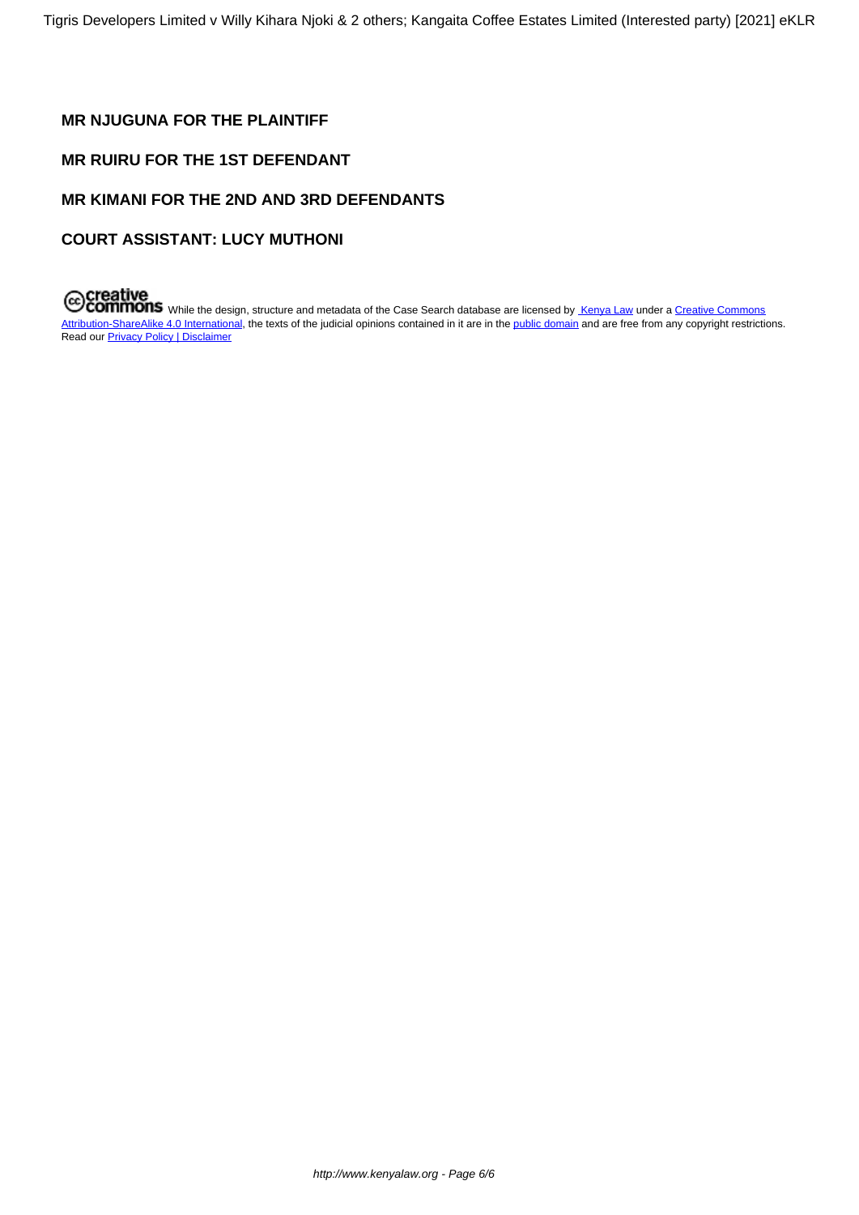**MR NJUGUNA FOR THE PLAINTIFF**

**MR RUIRU FOR THE 1ST DEFENDANT**

**MR KIMANI FOR THE 2ND AND 3RD DEFENDANTS**

**COURT ASSISTANT: LUCY MUTHONI**

While the design, structure and metadata of the Case Search database are licensed by Kenya Law under a Creative Commons Attribution-ShareAlike 4.0 International, the texts of the judicial opinions contained in it are in the public domain and are free from any copyright restrictions. Read our Privacy Policy | Disclaimer